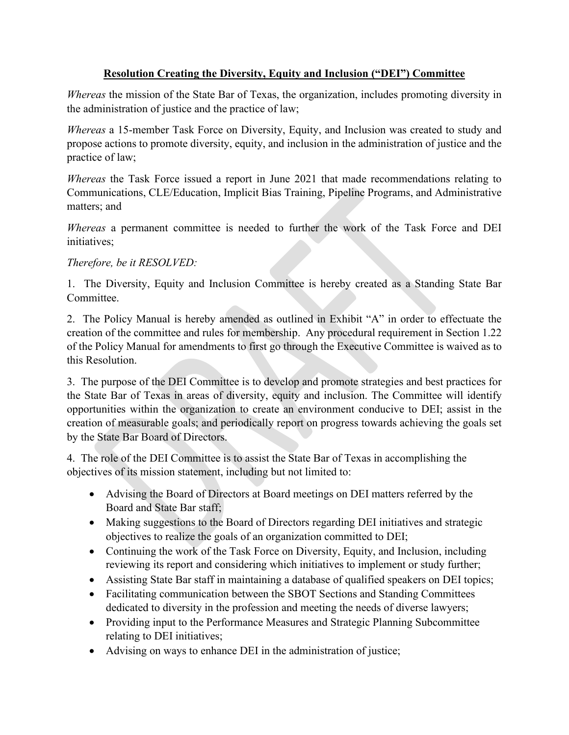**Resolution Creating the Diversity, Equity and Inclusion ("DEI") Committee**

*Whereas* the mission of the State Bar of Texas, the organization, includes promoting diversity in the administration of justice and the practice of law;

*Whereas* a 15-member Task Force on Diversity, Equity, and Inclusion was created to study and propose actions to promote diversity, equity, and inclusion in the administration of justice and the practice of law;

*Whereas* the Task Force issued a report in June 2021 that made recommendations relating to Communications, CLE/Education, Implicit Bias Training, Pipeline Programs, and Administrative matters; and

*Whereas* a permanent committee is needed to further the work of the Task Force and DEI initiatives;

*Therefore, be it RESOLVED:*

1. The Diversity, Equity and Inclusion Committee is hereby created as a Standing State Bar Committee.

2. The Policy Manual is hereby amended as outlined in Exhibit "A" in order to effectuate the creation of the committee and rules for membership. Any procedural requirement in Section 1.22 of the Policy Manual for amendments to first go through the Executive Committee is waived as to this Resolution.

3. The purpose of the DEI Committee is to develop and promote strategies and best practices for the State Bar of Texas in areas of diversity, equity and inclusion. The Committee will identify opportunities within the organization to create an environment conducive to DEI; assist in the creation of measurable goals; and periodically report on progress towards achieving the goals set by the State Bar Board of Directors.

4. The role of the DEI Committee is to assist the State Bar of Texas in accomplishing the objectives of its mission statement, including but not limited to:

- Advising the Board of Directors at Board meetings on DEI matters referred by the Board and State Bar staff;
- Making suggestions to the Board of Directors regarding DEI initiatives and strategic objectives to realize the goals of an organization committed to DEI;
- Continuing the work of the Task Force on Diversity, Equity, and Inclusion, including reviewing its report and considering which initiatives to implement or study further;
- Assisting State Bar staff in maintaining a database of qualified speakers on DEI topics;
- Facilitating communication between the SBOT Sections and Standing Committees dedicated to diversity in the profession and meeting the needs of diverse lawyers;
- Providing input to the Performance Measures and Strategic Planning Subcommittee relating to DEI initiatives;
- Advising on ways to enhance DEI in the administration of justice;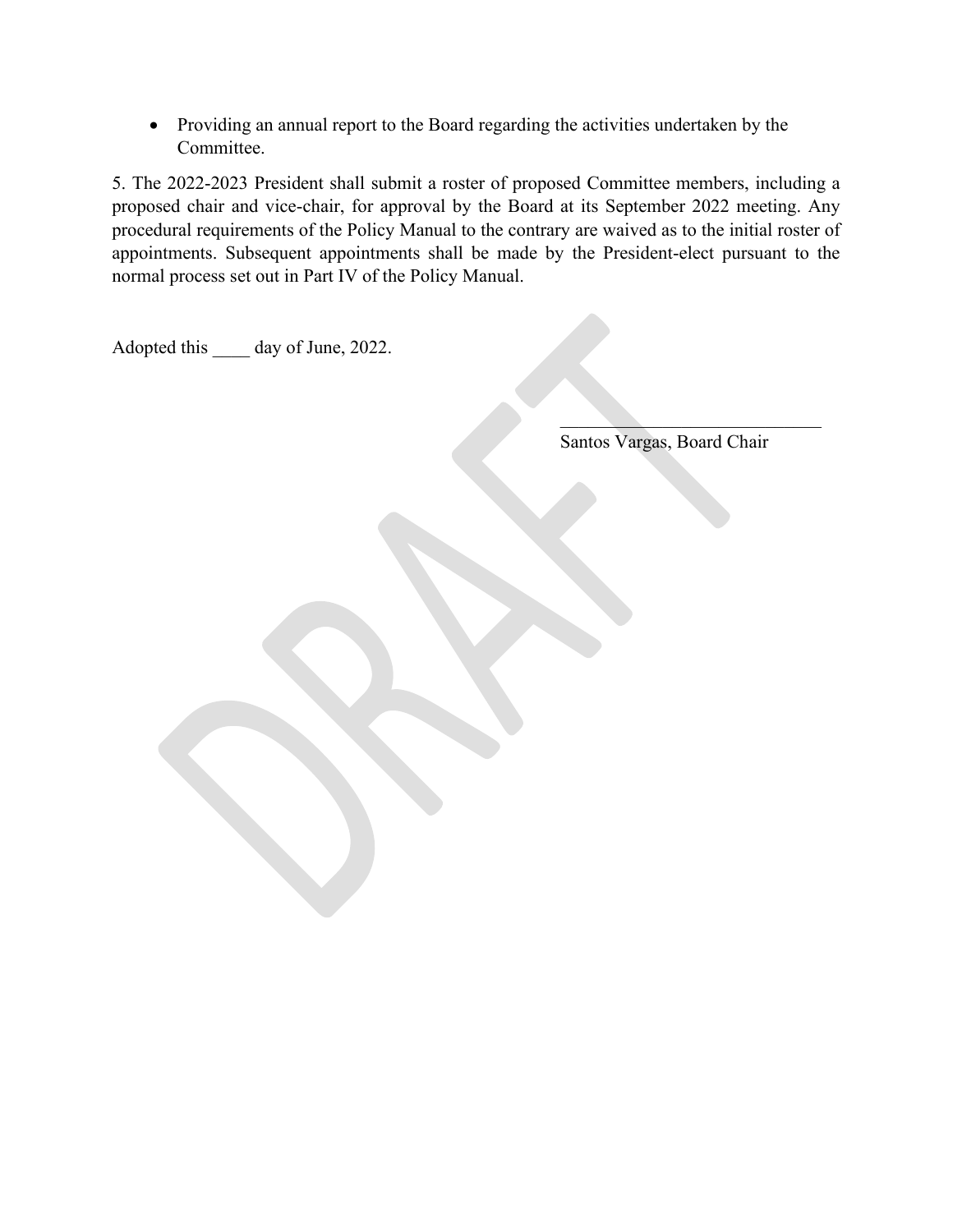- Providing an annual report to the Board regarding the activities undertaken by the Committee.

5. The 2022-2023 President shall submit a roster of proposed Committee members, including a proposed chair and vice-chair, for approval by the Board at its September 2022 meeting. Any procedural requirements of the Policy Manual to the contrary are waived as to the initial roster of appointments. Subsequent appointments shall be made by the President-elect pursuant to the normal process set out in Part IV of the Policy Manual.

Adopted this ____ day of June, 2022.

______________________________
Santos Vargas, Board Chair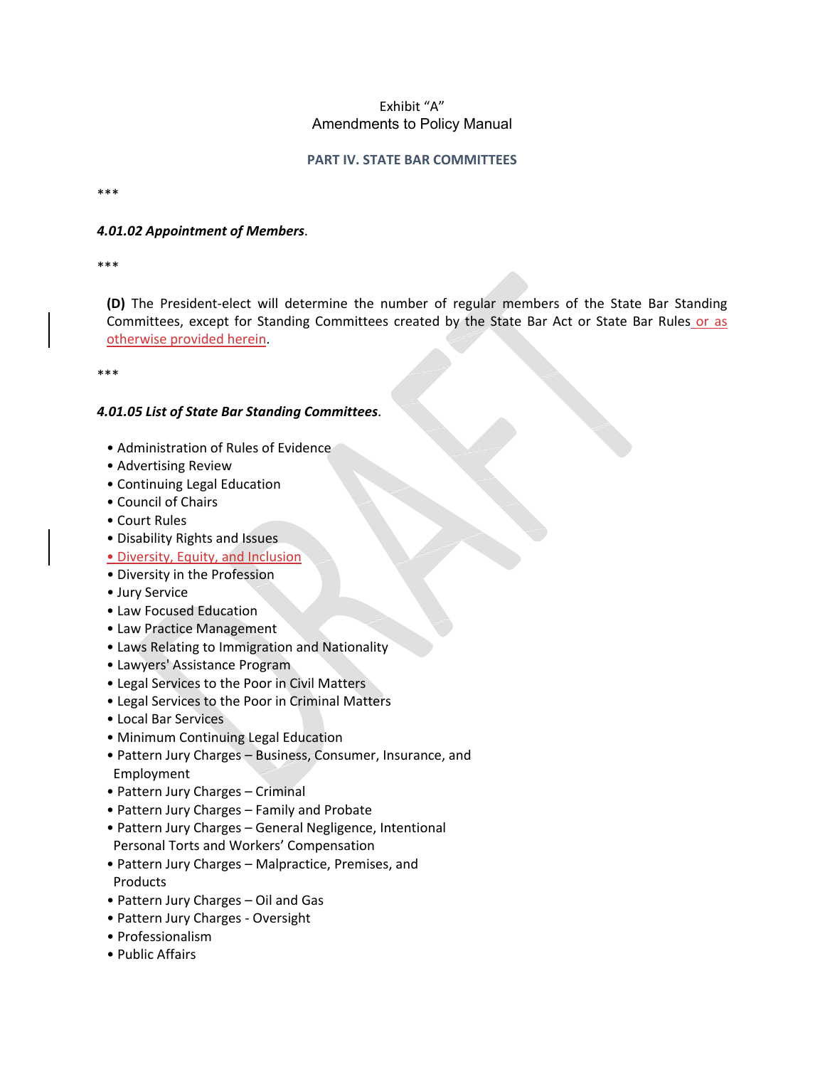Exhibit "A"
Amendments to Policy Manual

## PART IV. STATE BAR COMMITTEES

***

***4.01.02 Appointment of Members*.**

***

**(D)** The President-elect will determine the number of regular members of the State Bar Standing Committees, except for Standing Committees created by the State Bar Act or State Bar Rules or as otherwise provided herein.

***

***4.01.05 List of State Bar Standing Committees*.**

- Administration of Rules of Evidence
- Advertising Review
- Continuing Legal Education
- Council of Chairs
- Court Rules
- Disability Rights and Issues
- Diversity, Equity, and Inclusion
- Diversity in the Profession
- Jury Service
- Law Focused Education
- Law Practice Management
- Laws Relating to Immigration and Nationality
- Lawyers' Assistance Program
- Legal Services to the Poor in Civil Matters
- Legal Services to the Poor in Criminal Matters
- Local Bar Services
- Minimum Continuing Legal Education
- Pattern Jury Charges – Business, Consumer, Insurance, and Employment
- Pattern Jury Charges – Criminal
- Pattern Jury Charges – Family and Probate
- Pattern Jury Charges – General Negligence, Intentional Personal Torts and Workers' Compensation
- Pattern Jury Charges – Malpractice, Premises, and Products
- Pattern Jury Charges – Oil and Gas
- Pattern Jury Charges - Oversight
- Professionalism
- Public Affairs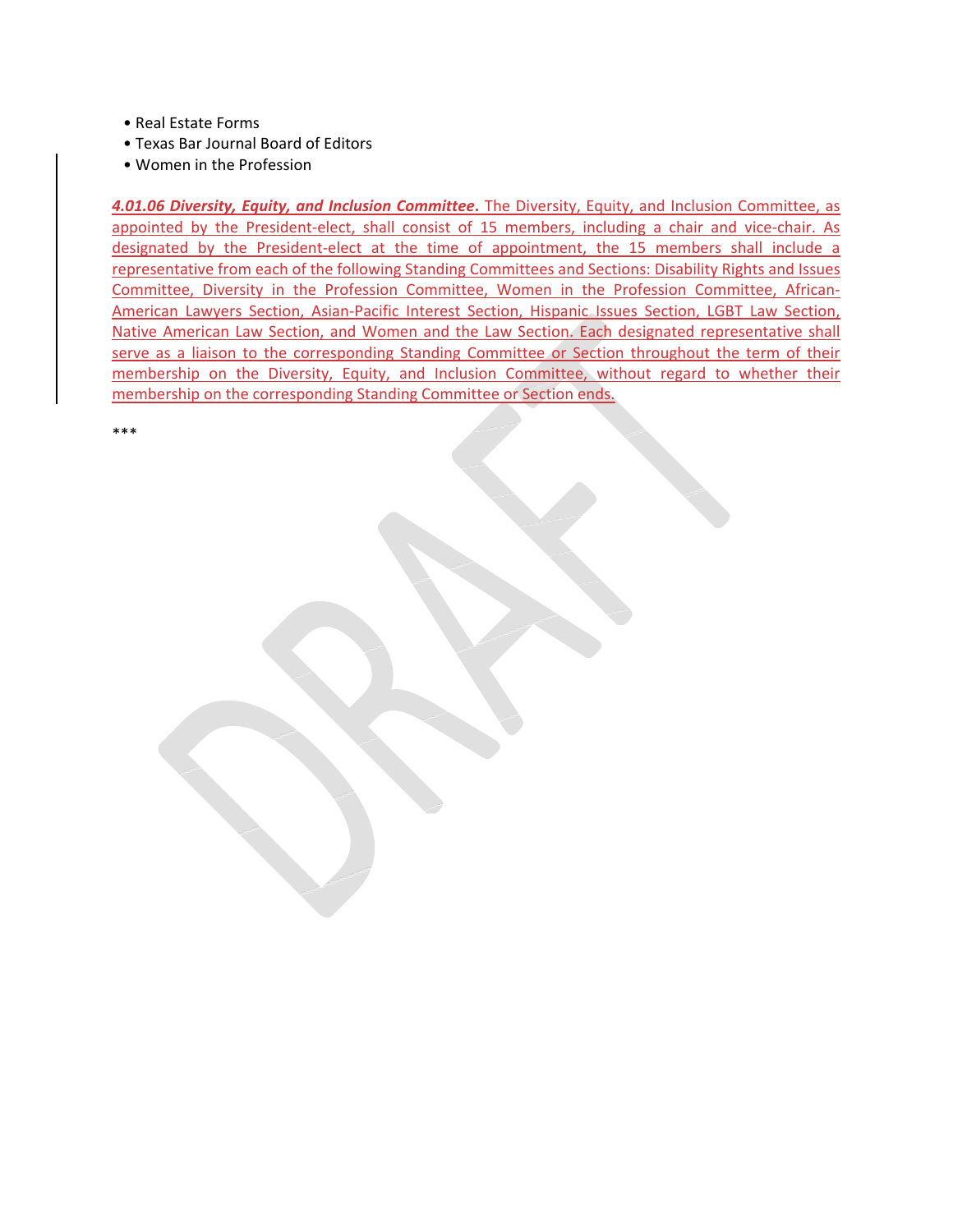- Real Estate Forms
- Texas Bar Journal Board of Editors
- Women in the Profession

***4.01.06 Diversity, Equity, and Inclusion Committee*.** The Diversity, Equity, and Inclusion Committee, as appointed by the President-elect, shall consist of 15 members, including a chair and vice-chair. As designated by the President-elect at the time of appointment, the 15 members shall include a representative from each of the following Standing Committees and Sections: Disability Rights and Issues Committee, Diversity in the Profession Committee, Women in the Profession Committee, African-American Lawyers Section, Asian-Pacific Interest Section, Hispanic Issues Section, LGBT Law Section, Native American Law Section, and Women and the Law Section. Each designated representative shall serve as a liaison to the corresponding Standing Committee or Section throughout the term of their membership on the Diversity, Equity, and Inclusion Committee, without regard to whether their membership on the corresponding Standing Committee or Section ends.

***